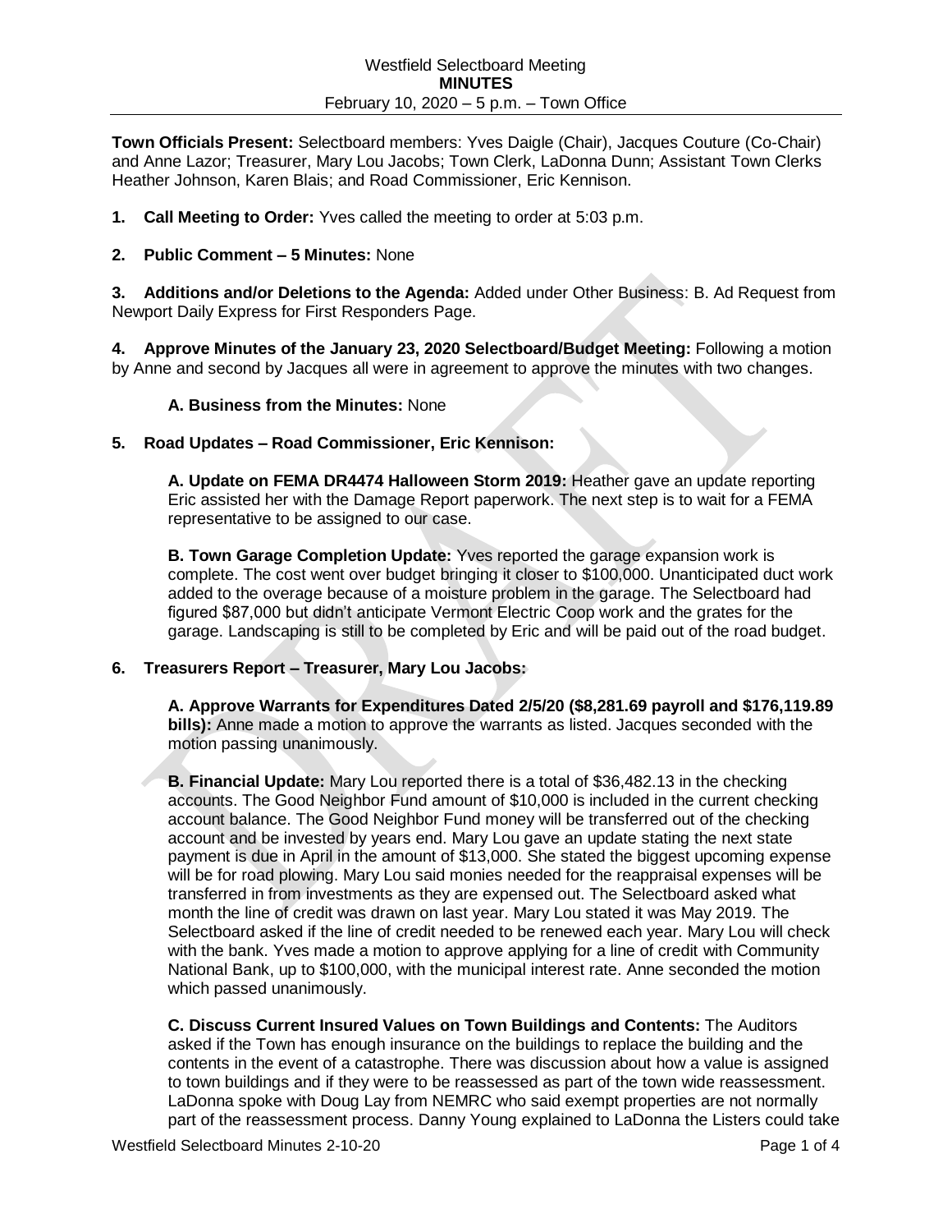Westfield Selectboard Meeting
**MINUTES**
February 10, 2020 – 5 p.m. – Town Office

**Town Officials Present:** Selectboard members: Yves Daigle (Chair), Jacques Couture (Co-Chair) and Anne Lazor; Treasurer, Mary Lou Jacobs; Town Clerk, LaDonna Dunn; Assistant Town Clerks Heather Johnson, Karen Blais; and Road Commissioner, Eric Kennison.

**1. Call Meeting to Order:** Yves called the meeting to order at 5:03 p.m.

**2. Public Comment – 5 Minutes:** None

**3. Additions and/or Deletions to the Agenda:** Added under Other Business: B. Ad Request from Newport Daily Express for First Responders Page.

**4. Approve Minutes of the January 23, 2020 Selectboard/Budget Meeting:** Following a motion by Anne and second by Jacques all were in agreement to approve the minutes with two changes.

**A. Business from the Minutes:** None

**5. Road Updates – Road Commissioner, Eric Kennison:**

**A. Update on FEMA DR4474 Halloween Storm 2019:** Heather gave an update reporting Eric assisted her with the Damage Report paperwork. The next step is to wait for a FEMA representative to be assigned to our case.

**B. Town Garage Completion Update:** Yves reported the garage expansion work is complete. The cost went over budget bringing it closer to $100,000. Unanticipated duct work added to the overage because of a moisture problem in the garage. The Selectboard had figured $87,000 but didn't anticipate Vermont Electric Coop work and the grates for the garage. Landscaping is still to be completed by Eric and will be paid out of the road budget.

**6. Treasurers Report – Treasurer, Mary Lou Jacobs:**

**A. Approve Warrants for Expenditures Dated 2/5/20 ($8,281.69 payroll and $176,119.89 bills):** Anne made a motion to approve the warrants as listed. Jacques seconded with the motion passing unanimously.

**B. Financial Update:** Mary Lou reported there is a total of $36,482.13 in the checking accounts. The Good Neighbor Fund amount of $10,000 is included in the current checking account balance. The Good Neighbor Fund money will be transferred out of the checking account and be invested by years end. Mary Lou gave an update stating the next state payment is due in April in the amount of $13,000. She stated the biggest upcoming expense will be for road plowing. Mary Lou said monies needed for the reappraisal expenses will be transferred in from investments as they are expensed out. The Selectboard asked what month the line of credit was drawn on last year. Mary Lou stated it was May 2019. The Selectboard asked if the line of credit needed to be renewed each year. Mary Lou will check with the bank. Yves made a motion to approve applying for a line of credit with Community National Bank, up to $100,000, with the municipal interest rate. Anne seconded the motion which passed unanimously.

**C. Discuss Current Insured Values on Town Buildings and Contents:** The Auditors asked if the Town has enough insurance on the buildings to replace the building and the contents in the event of a catastrophe. There was discussion about how a value is assigned to town buildings and if they were to be reassessed as part of the town wide reassessment. LaDonna spoke with Doug Lay from NEMRC who said exempt properties are not normally part of the reassessment process. Danny Young explained to LaDonna the Listers could take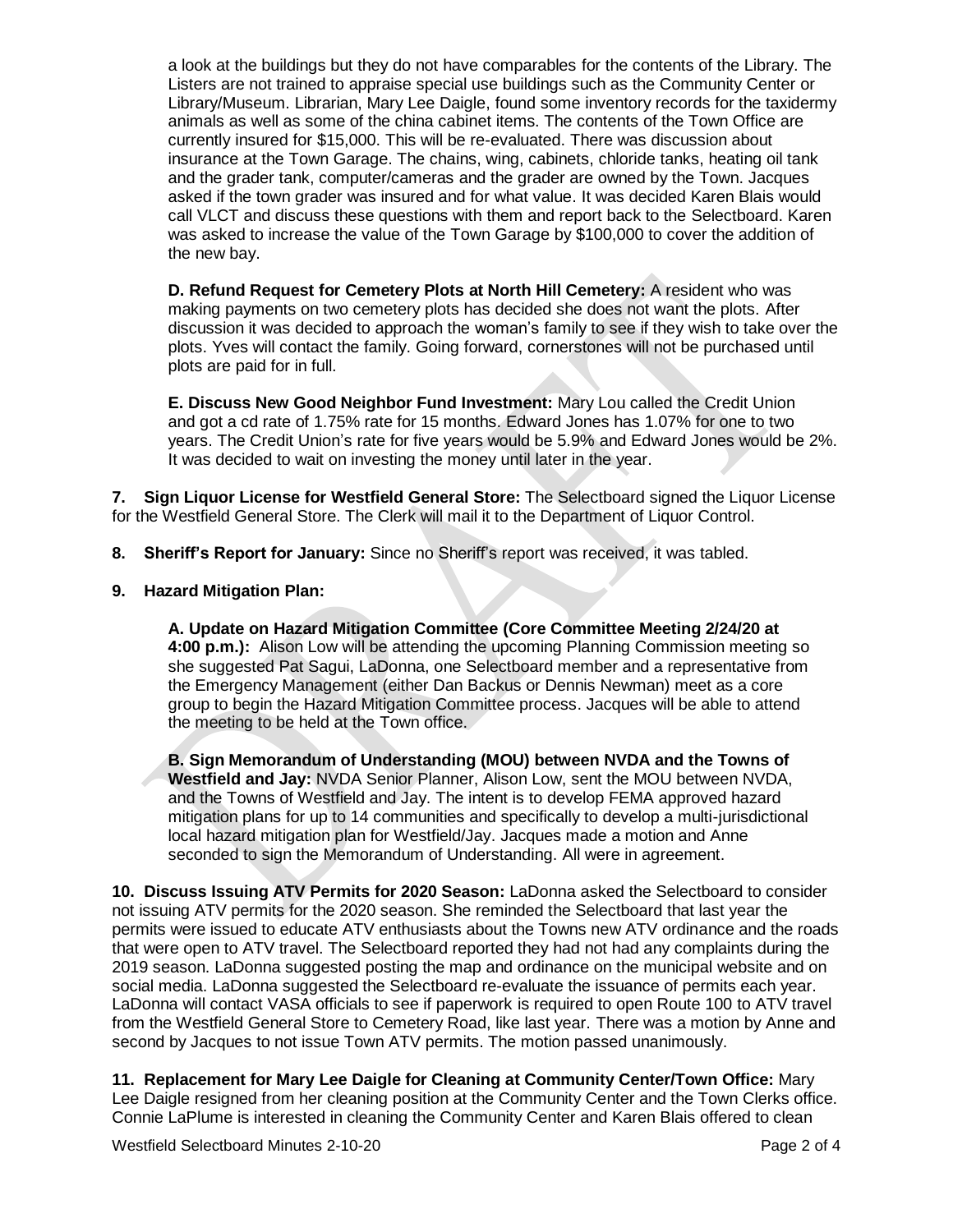a look at the buildings but they do not have comparables for the contents of the Library. The Listers are not trained to appraise special use buildings such as the Community Center or Library/Museum. Librarian, Mary Lee Daigle, found some inventory records for the taxidermy animals as well as some of the china cabinet items. The contents of the Town Office are currently insured for $15,000. This will be re-evaluated. There was discussion about insurance at the Town Garage. The chains, wing, cabinets, chloride tanks, heating oil tank and the grader tank, computer/cameras and the grader are owned by the Town. Jacques asked if the town grader was insured and for what value. It was decided Karen Blais would call VLCT and discuss these questions with them and report back to the Selectboard. Karen was asked to increase the value of the Town Garage by $100,000 to cover the addition of the new bay.

**D. Refund Request for Cemetery Plots at North Hill Cemetery:** A resident who was making payments on two cemetery plots has decided she does not want the plots. After discussion it was decided to approach the woman's family to see if they wish to take over the plots. Yves will contact the family. Going forward, cornerstones will not be purchased until plots are paid for in full.

**E. Discuss New Good Neighbor Fund Investment:** Mary Lou called the Credit Union and got a cd rate of 1.75% rate for 15 months. Edward Jones has 1.07% for one to two years. The Credit Union's rate for five years would be 5.9% and Edward Jones would be 2%. It was decided to wait on investing the money until later in the year.

**7. Sign Liquor License for Westfield General Store:** The Selectboard signed the Liquor License for the Westfield General Store. The Clerk will mail it to the Department of Liquor Control.

**8. Sheriff's Report for January:** Since no Sheriff's report was received, it was tabled.

**9. Hazard Mitigation Plan:**

**A. Update on Hazard Mitigation Committee (Core Committee Meeting 2/24/20 at 4:00 p.m.):** Alison Low will be attending the upcoming Planning Commission meeting so she suggested Pat Sagui, LaDonna, one Selectboard member and a representative from the Emergency Management (either Dan Backus or Dennis Newman) meet as a core group to begin the Hazard Mitigation Committee process. Jacques will be able to attend the meeting to be held at the Town office.

**B. Sign Memorandum of Understanding (MOU) between NVDA and the Towns of Westfield and Jay:** NVDA Senior Planner, Alison Low, sent the MOU between NVDA, and the Towns of Westfield and Jay. The intent is to develop FEMA approved hazard mitigation plans for up to 14 communities and specifically to develop a multi-jurisdictional local hazard mitigation plan for Westfield/Jay. Jacques made a motion and Anne seconded to sign the Memorandum of Understanding. All were in agreement.

**10. Discuss Issuing ATV Permits for 2020 Season:** LaDonna asked the Selectboard to consider not issuing ATV permits for the 2020 season. She reminded the Selectboard that last year the permits were issued to educate ATV enthusiasts about the Towns new ATV ordinance and the roads that were open to ATV travel. The Selectboard reported they had not had any complaints during the 2019 season. LaDonna suggested posting the map and ordinance on the municipal website and on social media. LaDonna suggested the Selectboard re-evaluate the issuance of permits each year. LaDonna will contact VASA officials to see if paperwork is required to open Route 100 to ATV travel from the Westfield General Store to Cemetery Road, like last year. There was a motion by Anne and second by Jacques to not issue Town ATV permits. The motion passed unanimously.

**11. Replacement for Mary Lee Daigle for Cleaning at Community Center/Town Office:** Mary Lee Daigle resigned from her cleaning position at the Community Center and the Town Clerks office. Connie LaPlume is interested in cleaning the Community Center and Karen Blais offered to clean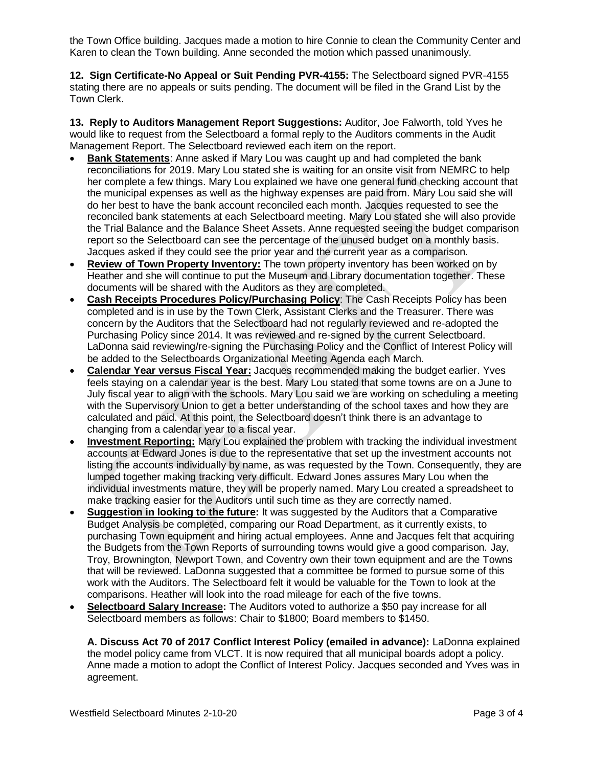the Town Office building. Jacques made a motion to hire Connie to clean the Community Center and Karen to clean the Town building. Anne seconded the motion which passed unanimously.

**12. Sign Certificate-No Appeal or Suit Pending PVR-4155:** The Selectboard signed PVR-4155 stating there are no appeals or suits pending. The document will be filed in the Grand List by the Town Clerk.

**13. Reply to Auditors Management Report Suggestions:** Auditor, Joe Falworth, told Yves he would like to request from the Selectboard a formal reply to the Auditors comments in the Audit Management Report. The Selectboard reviewed each item on the report.

- **Bank Statements**: Anne asked if Mary Lou was caught up and had completed the bank reconciliations for 2019. Mary Lou stated she is waiting for an onsite visit from NEMRC to help her complete a few things. Mary Lou explained we have one general fund checking account that the municipal expenses as well as the highway expenses are paid from. Mary Lou said she will do her best to have the bank account reconciled each month. Jacques requested to see the reconciled bank statements at each Selectboard meeting. Mary Lou stated she will also provide the Trial Balance and the Balance Sheet Assets. Anne requested seeing the budget comparison report so the Selectboard can see the percentage of the unused budget on a monthly basis. Jacques asked if they could see the prior year and the current year as a comparison.
- **Review of Town Property Inventory:** The town property inventory has been worked on by Heather and she will continue to put the Museum and Library documentation together. These documents will be shared with the Auditors as they are completed.
- **Cash Receipts Procedures Policy/Purchasing Policy**: The Cash Receipts Policy has been completed and is in use by the Town Clerk, Assistant Clerks and the Treasurer. There was concern by the Auditors that the Selectboard had not regularly reviewed and re-adopted the Purchasing Policy since 2014. It was reviewed and re-signed by the current Selectboard. LaDonna said reviewing/re-signing the Purchasing Policy and the Conflict of Interest Policy will be added to the Selectboards Organizational Meeting Agenda each March.
- **Calendar Year versus Fiscal Year:** Jacques recommended making the budget earlier. Yves feels staying on a calendar year is the best. Mary Lou stated that some towns are on a June to July fiscal year to align with the schools. Mary Lou said we are working on scheduling a meeting with the Supervisory Union to get a better understanding of the school taxes and how they are calculated and paid. At this point, the Selectboard doesn't think there is an advantage to changing from a calendar year to a fiscal year.
- **Investment Reporting:** Mary Lou explained the problem with tracking the individual investment accounts at Edward Jones is due to the representative that set up the investment accounts not listing the accounts individually by name, as was requested by the Town. Consequently, they are lumped together making tracking very difficult. Edward Jones assures Mary Lou when the individual investments mature, they will be properly named. Mary Lou created a spreadsheet to make tracking easier for the Auditors until such time as they are correctly named.
- **Suggestion in looking to the future:** It was suggested by the Auditors that a Comparative Budget Analysis be completed, comparing our Road Department, as it currently exists, to purchasing Town equipment and hiring actual employees. Anne and Jacques felt that acquiring the Budgets from the Town Reports of surrounding towns would give a good comparison. Jay, Troy, Brownington, Newport Town, and Coventry own their town equipment and are the Towns that will be reviewed. LaDonna suggested that a committee be formed to pursue some of this work with the Auditors. The Selectboard felt it would be valuable for the Town to look at the comparisons. Heather will look into the road mileage for each of the five towns.
- **Selectboard Salary Increase:** The Auditors voted to authorize a $50 pay increase for all Selectboard members as follows: Chair to $1800; Board members to $1450.

**A. Discuss Act 70 of 2017 Conflict Interest Policy (emailed in advance):** LaDonna explained the model policy came from VLCT. It is now required that all municipal boards adopt a policy. Anne made a motion to adopt the Conflict of Interest Policy. Jacques seconded and Yves was in agreement.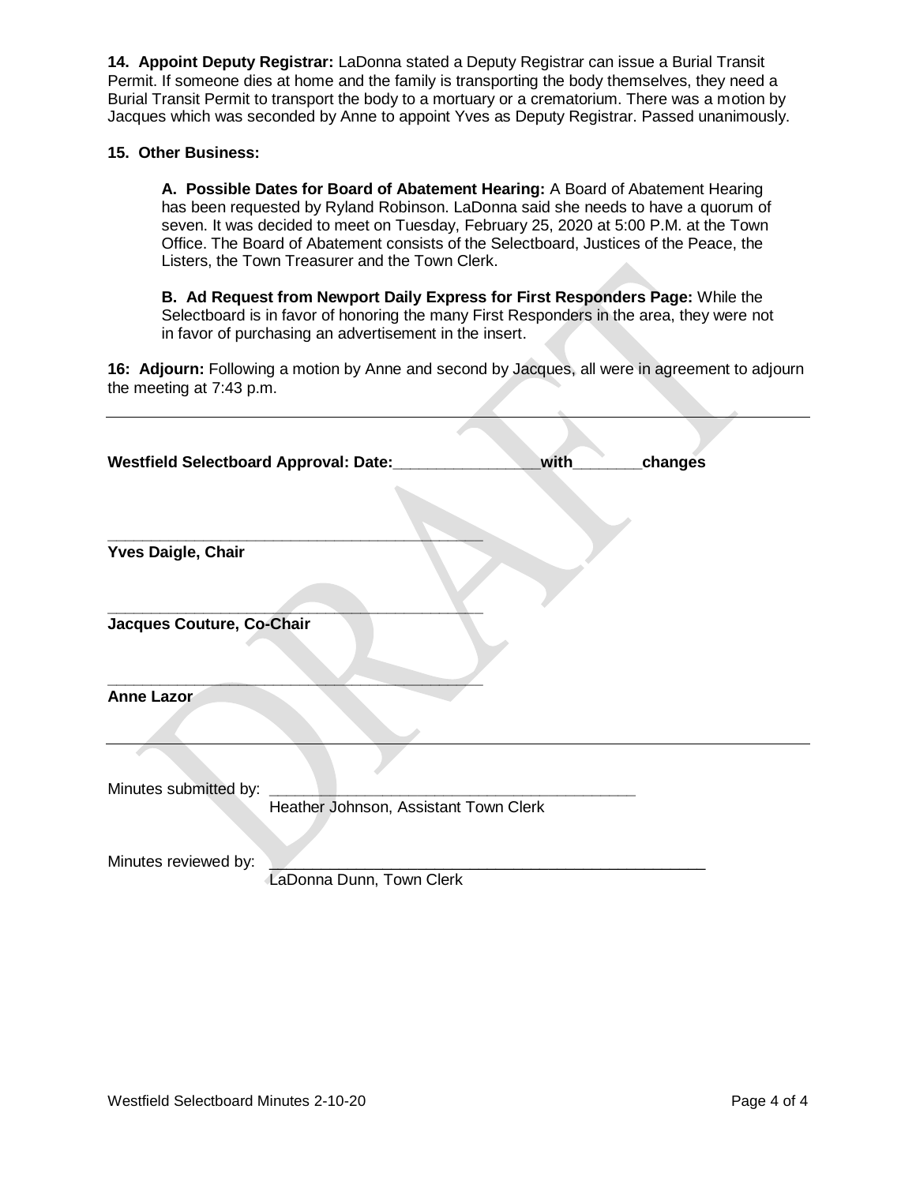**14. Appoint Deputy Registrar:** LaDonna stated a Deputy Registrar can issue a Burial Transit Permit. If someone dies at home and the family is transporting the body themselves, they need a Burial Transit Permit to transport the body to a mortuary or a crematorium. There was a motion by Jacques which was seconded by Anne to appoint Yves as Deputy Registrar. Passed unanimously.

**15. Other Business:**

> **A. Possible Dates for Board of Abatement Hearing:** A Board of Abatement Hearing has been requested by Ryland Robinson. LaDonna said she needs to have a quorum of seven. It was decided to meet on Tuesday, February 25, 2020 at 5:00 P.M. at the Town Office. The Board of Abatement consists of the Selectboard, Justices of the Peace, the Listers, the Town Treasurer and the Town Clerk.
>
> **B. Ad Request from Newport Daily Express for First Responders Page:** While the Selectboard is in favor of honoring the many First Responders in the area, they were not in favor of purchasing an advertisement in the insert.

**16: Adjourn:** Following a motion by Anne and second by Jacques, all were in agreement to adjourn the meeting at 7:43 p.m.

---

**Westfield Selectboard Approval: Date:_________________with________changes**

_____________________________________________
**Yves Daigle, Chair**

_____________________________________________
**Jacques Couture, Co-Chair**

_____________________________________________
**Anne Lazor**

---

Minutes submitted by: _____________________________________________
Heather Johnson, Assistant Town Clerk

Minutes reviewed by: _____________________________________________
LaDonna Dunn, Town Clerk

DRAFT